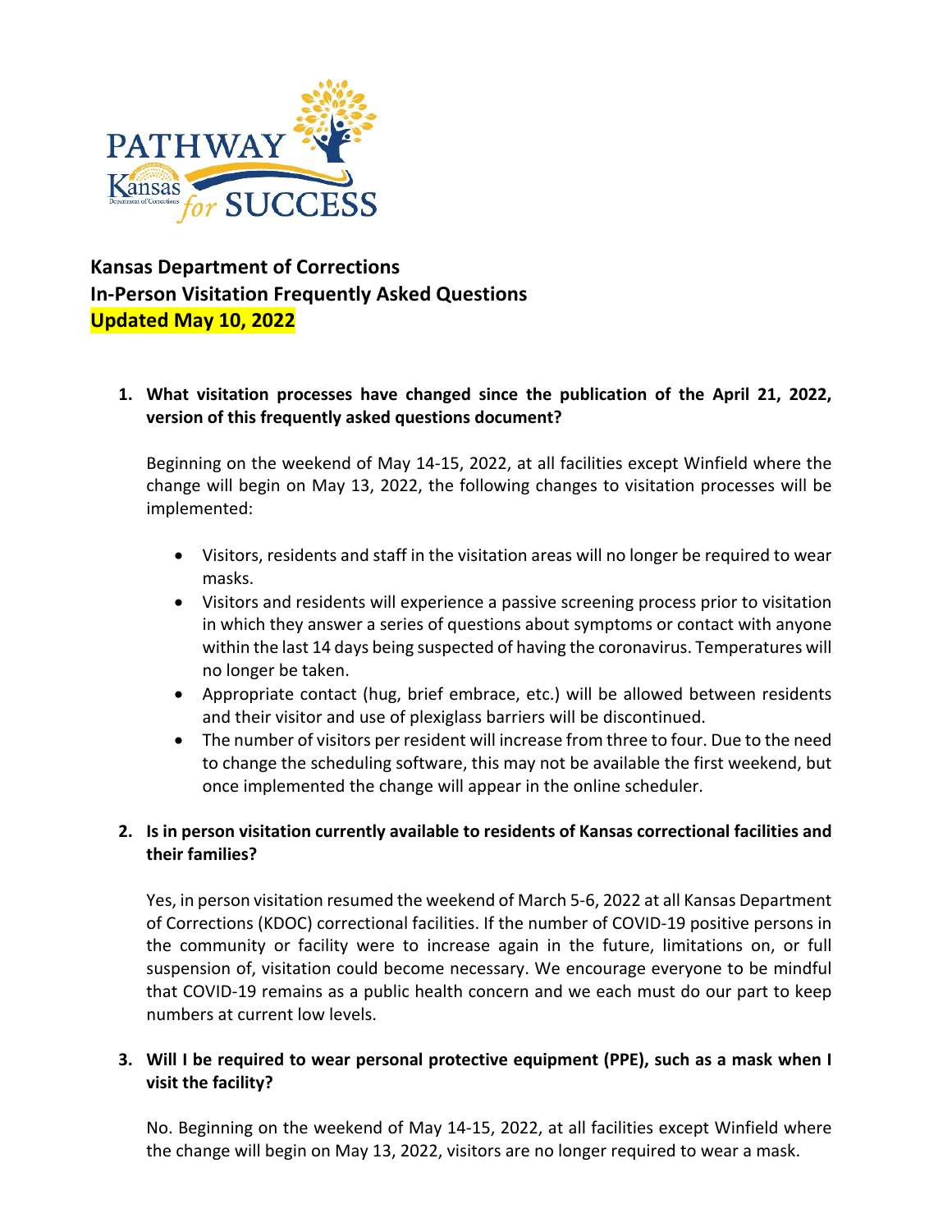**Kansas Department of Corrections**
**In-Person Visitation Frequently Asked Questions**
**Updated May 10, 2022**

1. **What visitation processes have changed since the publication of the April 21, 2022, version of this frequently asked questions document?**

   Beginning on the weekend of May 14-15, 2022, at all facilities except Winfield where the change will begin on May 13, 2022, the following changes to visitation processes will be implemented:

   - Visitors, residents and staff in the visitation areas will no longer be required to wear masks.
   - Visitors and residents will experience a passive screening process prior to visitation in which they answer a series of questions about symptoms or contact with anyone within the last 14 days being suspected of having the coronavirus. Temperatures will no longer be taken.
   - Appropriate contact (hug, brief embrace, etc.) will be allowed between residents and their visitor and use of plexiglass barriers will be discontinued.
   - The number of visitors per resident will increase from three to four. Due to the need to change the scheduling software, this may not be available the first weekend, but once implemented the change will appear in the online scheduler.

2. **Is in person visitation currently available to residents of Kansas correctional facilities and their families?**

   Yes, in person visitation resumed the weekend of March 5-6, 2022 at all Kansas Department of Corrections (KDOC) correctional facilities. If the number of COVID-19 positive persons in the community or facility were to increase again in the future, limitations on, or full suspension of, visitation could become necessary. We encourage everyone to be mindful that COVID-19 remains as a public health concern and we each must do our part to keep numbers at current low levels.

3. **Will I be required to wear personal protective equipment (PPE), such as a mask when I visit the facility?**

   No. Beginning on the weekend of May 14-15, 2022, at all facilities except Winfield where the change will begin on May 13, 2022, visitors are no longer required to wear a mask.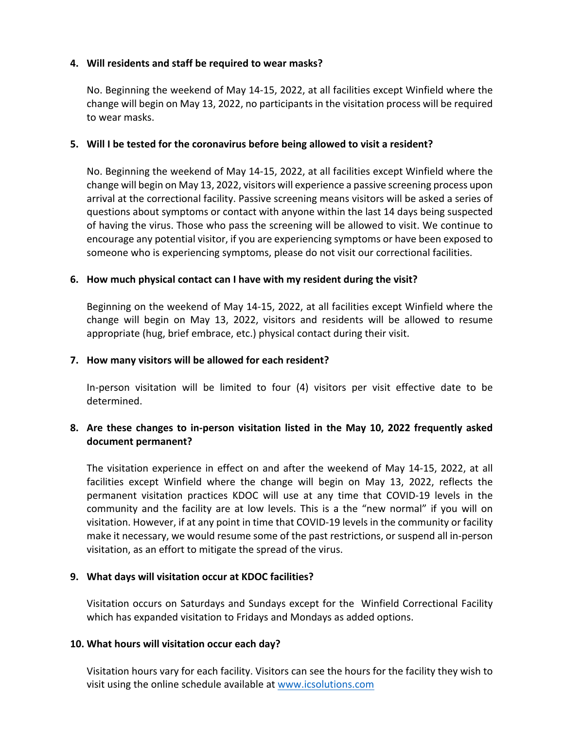**4. Will residents and staff be required to wear masks?**

No. Beginning the weekend of May 14-15, 2022, at all facilities except Winfield where the change will begin on May 13, 2022, no participants in the visitation process will be required to wear masks.

**5. Will I be tested for the coronavirus before being allowed to visit a resident?**

No. Beginning the weekend of May 14-15, 2022, at all facilities except Winfield where the change will begin on May 13, 2022, visitors will experience a passive screening process upon arrival at the correctional facility. Passive screening means visitors will be asked a series of questions about symptoms or contact with anyone within the last 14 days being suspected of having the virus. Those who pass the screening will be allowed to visit. We continue to encourage any potential visitor, if you are experiencing symptoms or have been exposed to someone who is experiencing symptoms, please do not visit our correctional facilities.

**6. How much physical contact can I have with my resident during the visit?**

Beginning on the weekend of May 14-15, 2022, at all facilities except Winfield where the change will begin on May 13, 2022, visitors and residents will be allowed to resume appropriate (hug, brief embrace, etc.) physical contact during their visit.

**7. How many visitors will be allowed for each resident?**

In-person visitation will be limited to four (4) visitors per visit effective date to be determined.

**8. Are these changes to in-person visitation listed in the May 10, 2022 frequently asked document permanent?**

The visitation experience in effect on and after the weekend of May 14-15, 2022, at all facilities except Winfield where the change will begin on May 13, 2022, reflects the permanent visitation practices KDOC will use at any time that COVID-19 levels in the community and the facility are at low levels. This is a the "new normal" if you will on visitation. However, if at any point in time that COVID-19 levels in the community or facility make it necessary, we would resume some of the past restrictions, or suspend all in-person visitation, as an effort to mitigate the spread of the virus.

**9. What days will visitation occur at KDOC facilities?**

Visitation occurs on Saturdays and Sundays except for the Winfield Correctional Facility which has expanded visitation to Fridays and Mondays as added options.

**10. What hours will visitation occur each day?**

Visitation hours vary for each facility. Visitors can see the hours for the facility they wish to visit using the online schedule available at [www.icsolutions.com](www.icsolutions.com)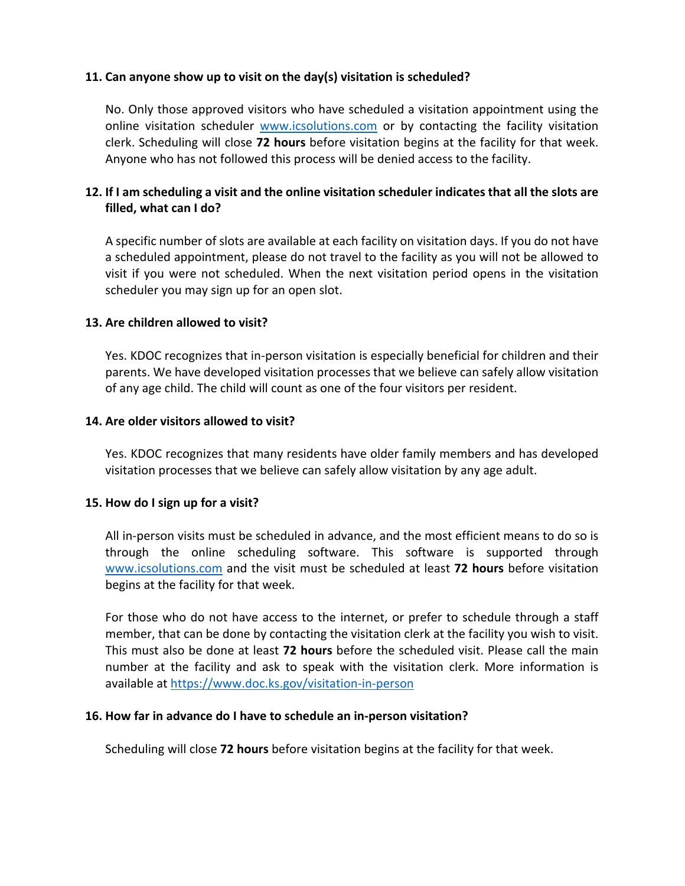**11. Can anyone show up to visit on the day(s) visitation is scheduled?**

No. Only those approved visitors who have scheduled a visitation appointment using the online visitation scheduler [www.icsolutions.com](http://www.icsolutions.com) or by contacting the facility visitation clerk. Scheduling will close **72 hours** before visitation begins at the facility for that week. Anyone who has not followed this process will be denied access to the facility.

**12. If I am scheduling a visit and the online visitation scheduler indicates that all the slots are filled, what can I do?**

A specific number of slots are available at each facility on visitation days. If you do not have a scheduled appointment, please do not travel to the facility as you will not be allowed to visit if you were not scheduled. When the next visitation period opens in the visitation scheduler you may sign up for an open slot.

**13. Are children allowed to visit?**

Yes. KDOC recognizes that in-person visitation is especially beneficial for children and their parents. We have developed visitation processes that we believe can safely allow visitation of any age child. The child will count as one of the four visitors per resident.

**14. Are older visitors allowed to visit?**

Yes. KDOC recognizes that many residents have older family members and has developed visitation processes that we believe can safely allow visitation by any age adult.

**15. How do I sign up for a visit?**

All in-person visits must be scheduled in advance, and the most efficient means to do so is through the online scheduling software. This software is supported through [www.icsolutions.com](http://www.icsolutions.com) and the visit must be scheduled at least **72 hours** before visitation begins at the facility for that week.

For those who do not have access to the internet, or prefer to schedule through a staff member, that can be done by contacting the visitation clerk at the facility you wish to visit. This must also be done at least **72 hours** before the scheduled visit. Please call the main number at the facility and ask to speak with the visitation clerk. More information is available at [https://www.doc.ks.gov/visitation-in-person](https://www.doc.ks.gov/visitation-in-person)

**16. How far in advance do I have to schedule an in-person visitation?**

Scheduling will close **72 hours** before visitation begins at the facility for that week.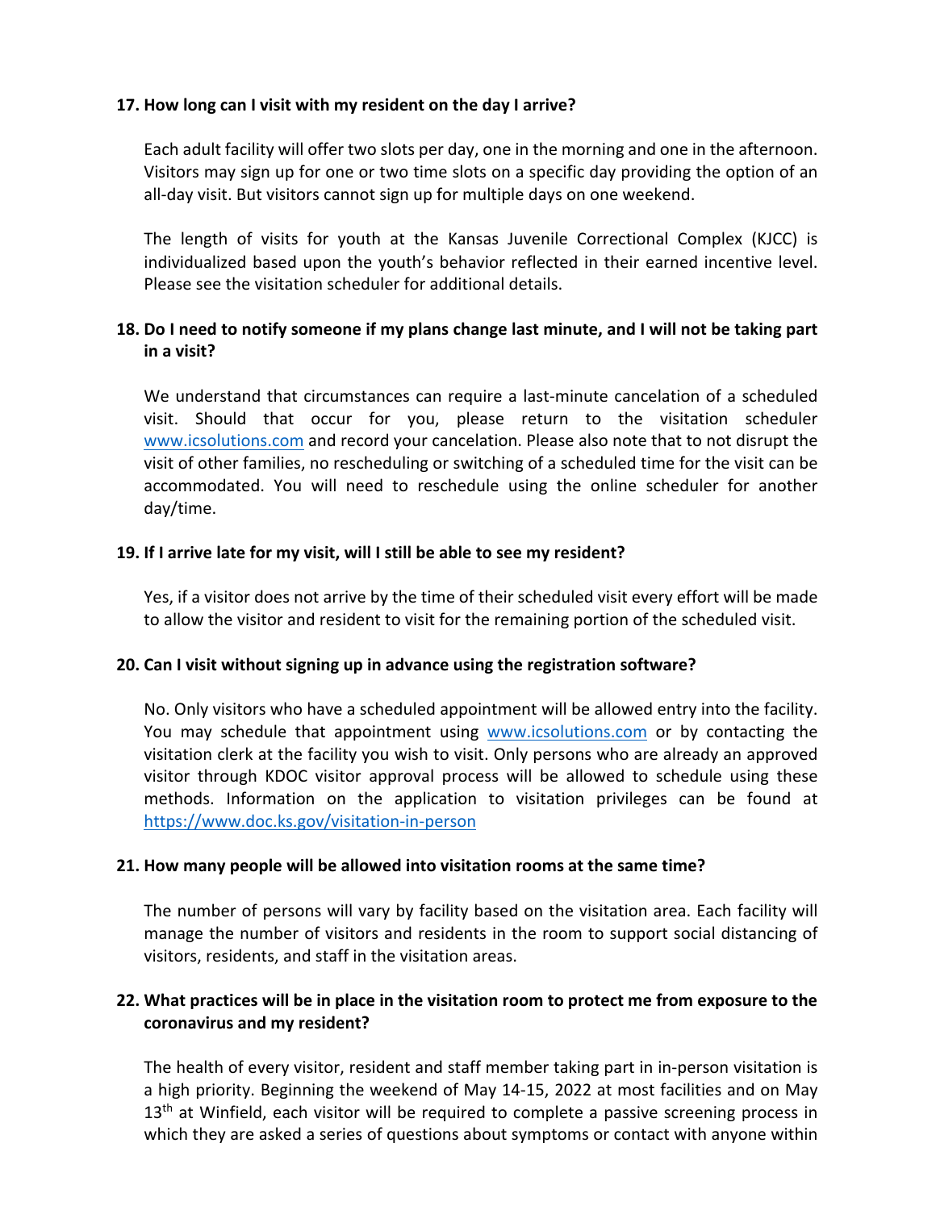**17. How long can I visit with my resident on the day I arrive?**

Each adult facility will offer two slots per day, one in the morning and one in the afternoon. Visitors may sign up for one or two time slots on a specific day providing the option of an all-day visit. But visitors cannot sign up for multiple days on one weekend.

The length of visits for youth at the Kansas Juvenile Correctional Complex (KJCC) is individualized based upon the youth's behavior reflected in their earned incentive level. Please see the visitation scheduler for additional details.

**18. Do I need to notify someone if my plans change last minute, and I will not be taking part in a visit?**

We understand that circumstances can require a last-minute cancelation of a scheduled visit. Should that occur for you, please return to the visitation scheduler [www.icsolutions.com](www.icsolutions.com) and record your cancelation. Please also note that to not disrupt the visit of other families, no rescheduling or switching of a scheduled time for the visit can be accommodated. You will need to reschedule using the online scheduler for another day/time.

**19. If I arrive late for my visit, will I still be able to see my resident?**

Yes, if a visitor does not arrive by the time of their scheduled visit every effort will be made to allow the visitor and resident to visit for the remaining portion of the scheduled visit.

**20. Can I visit without signing up in advance using the registration software?**

No. Only visitors who have a scheduled appointment will be allowed entry into the facility. You may schedule that appointment using [www.icsolutions.com](www.icsolutions.com) or by contacting the visitation clerk at the facility you wish to visit. Only persons who are already an approved visitor through KDOC visitor approval process will be allowed to schedule using these methods. Information on the application to visitation privileges can be found at [https://www.doc.ks.gov/visitation-in-person](https://www.doc.ks.gov/visitation-in-person)

**21. How many people will be allowed into visitation rooms at the same time?**

The number of persons will vary by facility based on the visitation area. Each facility will manage the number of visitors and residents in the room to support social distancing of visitors, residents, and staff in the visitation areas.

**22. What practices will be in place in the visitation room to protect me from exposure to the coronavirus and my resident?**

The health of every visitor, resident and staff member taking part in in-person visitation is a high priority. Beginning the weekend of May 14-15, 2022 at most facilities and on May 13th at Winfield, each visitor will be required to complete a passive screening process in which they are asked a series of questions about symptoms or contact with anyone within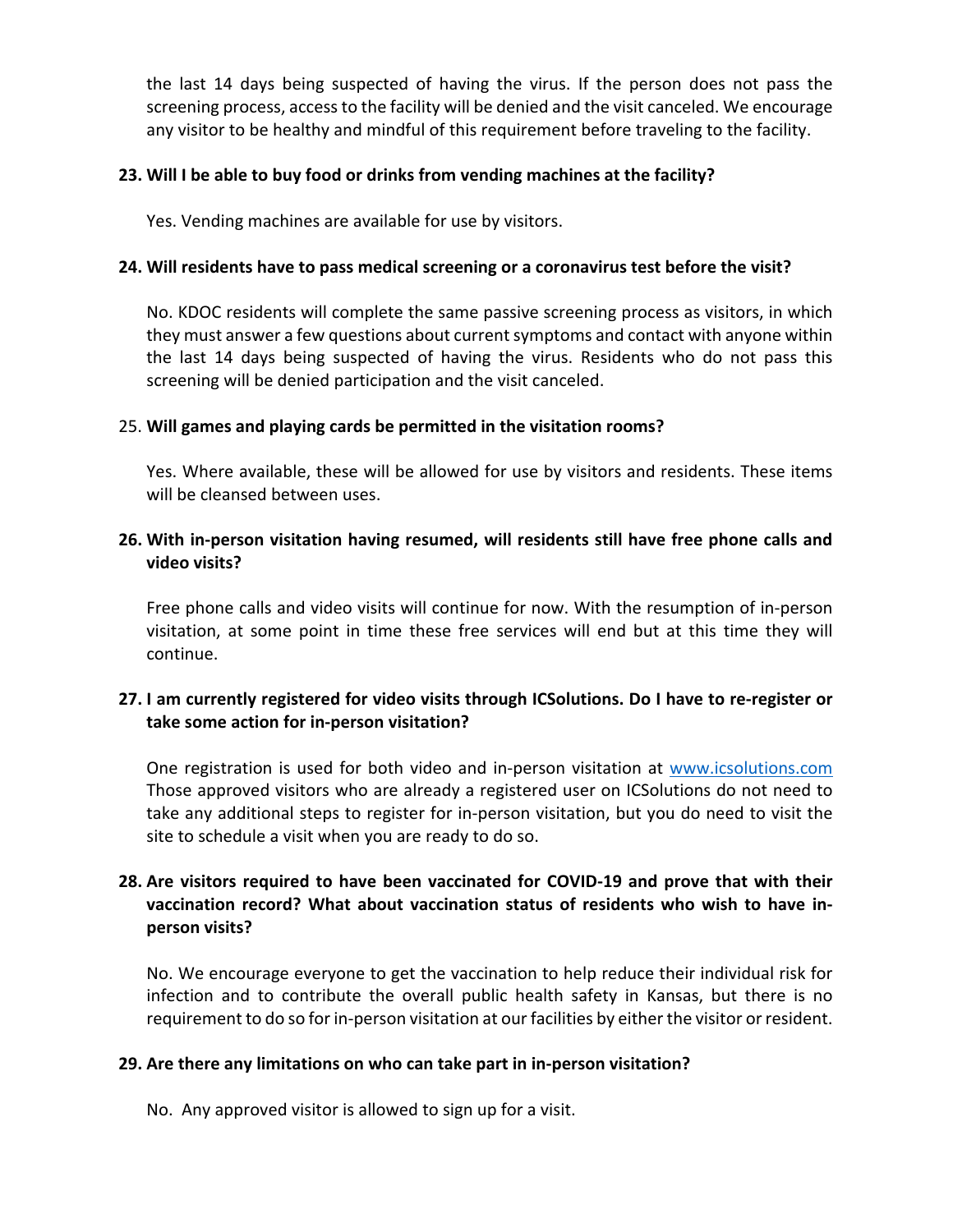the last 14 days being suspected of having the virus. If the person does not pass the screening process, access to the facility will be denied and the visit canceled. We encourage any visitor to be healthy and mindful of this requirement before traveling to the facility.

**23. Will I be able to buy food or drinks from vending machines at the facility?**

Yes. Vending machines are available for use by visitors.

**24. Will residents have to pass medical screening or a coronavirus test before the visit?**

No. KDOC residents will complete the same passive screening process as visitors, in which they must answer a few questions about current symptoms and contact with anyone within the last 14 days being suspected of having the virus. Residents who do not pass this screening will be denied participation and the visit canceled.

25. **Will games and playing cards be permitted in the visitation rooms?**

Yes. Where available, these will be allowed for use by visitors and residents. These items will be cleansed between uses.

**26. With in-person visitation having resumed, will residents still have free phone calls and video visits?**

Free phone calls and video visits will continue for now. With the resumption of in-person visitation, at some point in time these free services will end but at this time they will continue.

**27. I am currently registered for video visits through ICSolutions. Do I have to re-register or take some action for in-person visitation?**

One registration is used for both video and in-person visitation at www.icsolutions.com Those approved visitors who are already a registered user on ICSolutions do not need to take any additional steps to register for in-person visitation, but you do need to visit the site to schedule a visit when you are ready to do so.

**28. Are visitors required to have been vaccinated for COVID-19 and prove that with their vaccination record? What about vaccination status of residents who wish to have in-person visits?**

No. We encourage everyone to get the vaccination to help reduce their individual risk for infection and to contribute the overall public health safety in Kansas, but there is no requirement to do so for in-person visitation at our facilities by either the visitor or resident.

**29. Are there any limitations on who can take part in in-person visitation?**

No. Any approved visitor is allowed to sign up for a visit.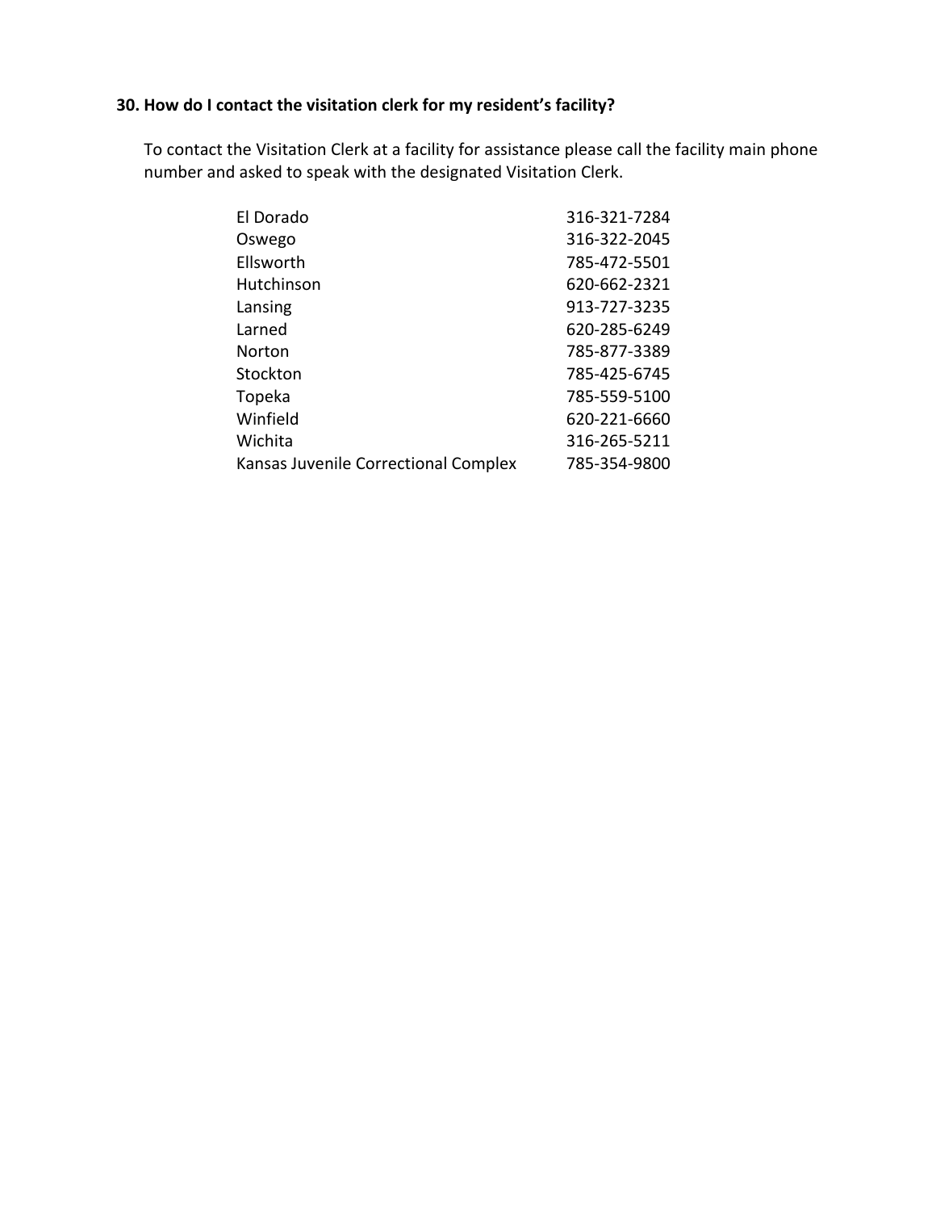**30. How do I contact the visitation clerk for my resident's facility?**

To contact the Visitation Clerk at a facility for assistance please call the facility main phone number and asked to speak with the designated Visitation Clerk.

| | |
|---|---|
| El Dorado | 316-321-7284 |
| Oswego | 316-322-2045 |
| Ellsworth | 785-472-5501 |
| Hutchinson | 620-662-2321 |
| Lansing | 913-727-3235 |
| Larned | 620-285-6249 |
| Norton | 785-877-3389 |
| Stockton | 785-425-6745 |
| Topeka | 785-559-5100 |
| Winfield | 620-221-6660 |
| Wichita | 316-265-5211 |
| Kansas Juvenile Correctional Complex | 785-354-9800 |